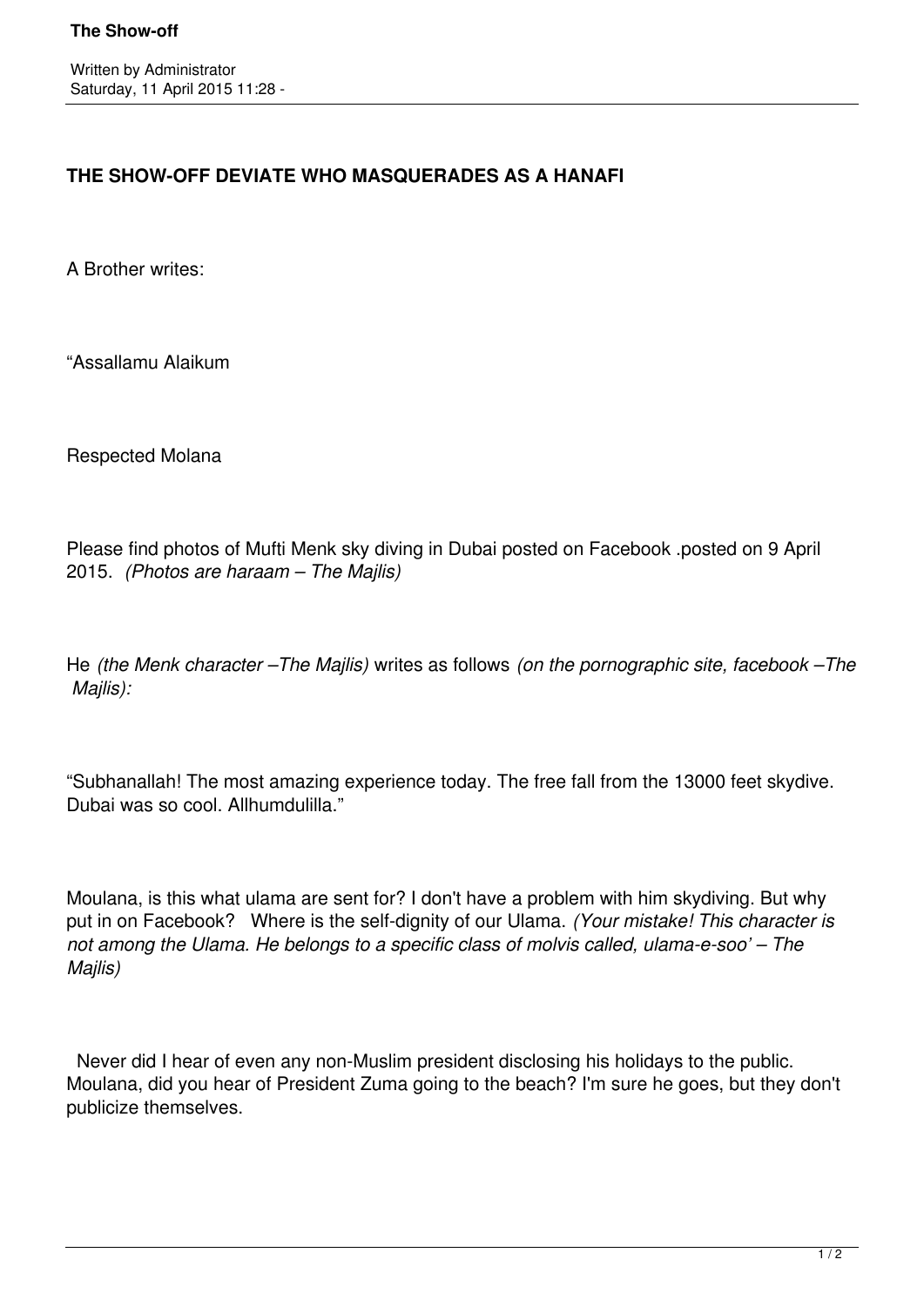# THE SHOW-OFF DEVIATE WHO MASQUERADES AS A HANAFI

A Brother writes:

"Assallamu Alaikum

Respected Molana

Please find photos of Mufti Menk sky diving in Dubai posted on Facebook .posted on 9 April 2015. *(Photos are haraam – The Majlis)*

He *(the Menk character –The Majlis)* writes as follows *(on the pornographic site, facebook –The Majlis):*

"Subhanallah! The most amazing experience today. The free fall from the 13000 feet skydive. Dubai was so cool. Allhumdulilla."

Moulana, is this what ulama are sent for? I don't have a problem with him skydiving. But why put in on Facebook? Where is the self-dignity of our Ulama. *(Your mistake! This character is not among the Ulama. He belongs to a specific class of molvis called, ulama-e-soo' – The Majlis)*

Never did I hear of even any non-Muslim president disclosing his holidays to the public. Moulana, did you hear of President Zuma going to the beach? I'm sure he goes, but they don't publicize themselves.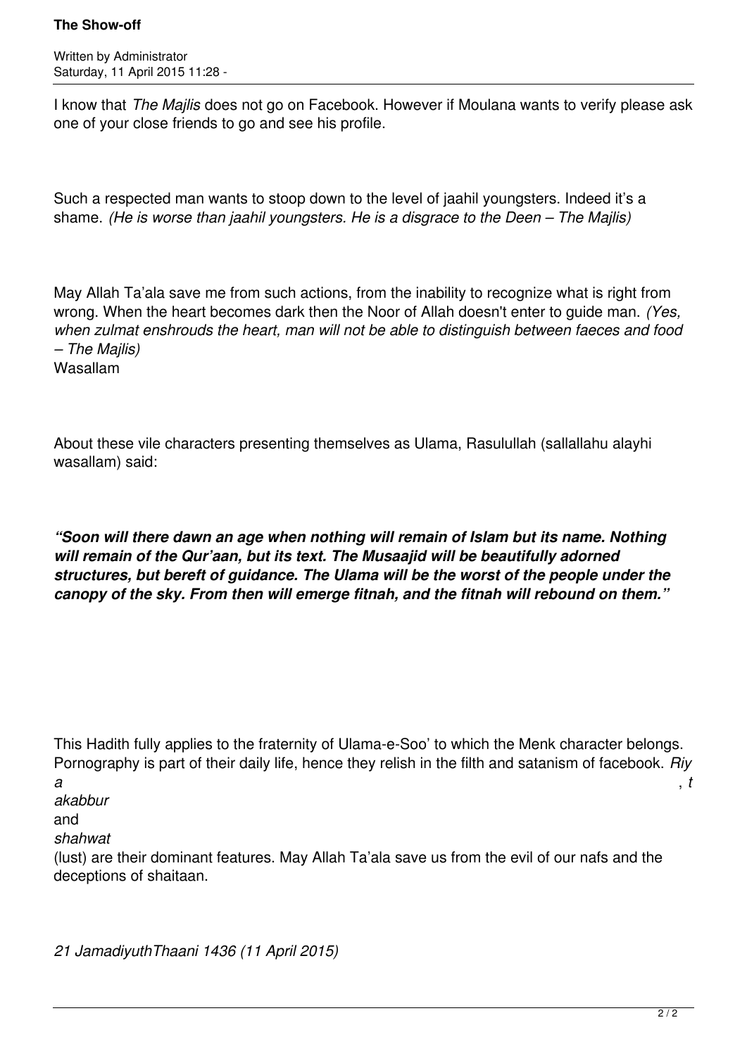I know that *The Majlis* does not go on Facebook. However if Moulana wants to verify please ask one of your close friends to go and see his profile.

Such a respected man wants to stoop down to the level of jaahil youngsters. Indeed it's a shame. *(He is worse than jaahil youngsters. He is a disgrace to the Deen – The Majlis)*

May Allah Ta'ala save me from such actions, from the inability to recognize what is right from wrong. When the heart becomes dark then the Noor of Allah doesn't enter to guide man. *(Yes, when zulmat enshrouds the heart, man will not be able to distinguish between faeces and food – The Majlis)*
Wasallam

About these vile characters presenting themselves as Ulama, Rasulullah (sallallahu alayhi wasallam) said:

***"Soon will there dawn an age when nothing will remain of Islam but its name. Nothing will remain of the Qur'aan, but its text. The Musaajid will be beautifully adorned structures, but bereft of guidance. The Ulama will be the worst of the people under the canopy of the sky. From then will emerge fitnah, and the fitnah will rebound on them."***

This Hadith fully applies to the fraternity of Ulama-e-Soo' to which the Menk character belongs. Pornography is part of their daily life, hence they relish in the filth and satanism of facebook. *Riya*, *takabbur* and *shahwat* (lust) are their dominant features. May Allah Ta'ala save us from the evil of our nafs and the deceptions of shaitaan.

*21 JamadiyuthThaani 1436 (11 April 2015)*